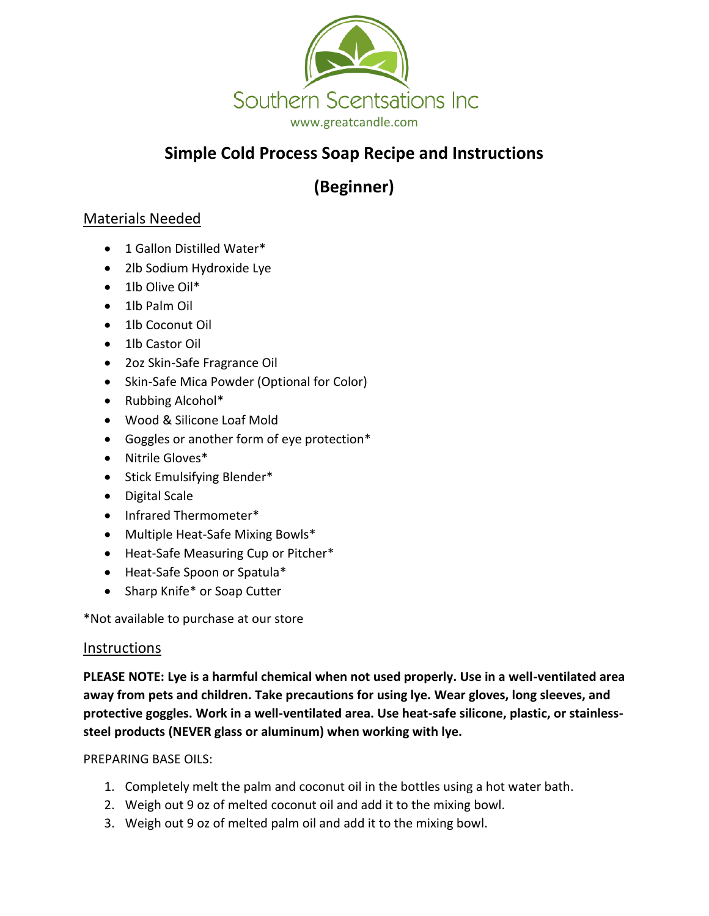Southern Scentsations Inc

www.greatcandle.com

# Simple Cold Process Soap Recipe and Instructions

# (Beginner)

## Materials Needed

- 1 Gallon Distilled Water*
- 2lb Sodium Hydroxide Lye
- 1lb Olive Oil*
- 1lb Palm Oil
- 1lb Coconut Oil
- 1lb Castor Oil
- 2oz Skin-Safe Fragrance Oil
- Skin-Safe Mica Powder (Optional for Color)
- Rubbing Alcohol*
- Wood & Silicone Loaf Mold
- Goggles or another form of eye protection*
- Nitrile Gloves*
- Stick Emulsifying Blender*
- Digital Scale
- Infrared Thermometer*
- Multiple Heat-Safe Mixing Bowls*
- Heat-Safe Measuring Cup or Pitcher*
- Heat-Safe Spoon or Spatula*
- Sharp Knife* or Soap Cutter

*Not available to purchase at our store

## Instructions

**PLEASE NOTE: Lye is a harmful chemical when not used properly. Use in a well-ventilated area away from pets and children. Take precautions for using lye. Wear gloves, long sleeves, and protective goggles. Work in a well-ventilated area. Use heat-safe silicone, plastic, or stainless-steel products (NEVER glass or aluminum) when working with lye.**

PREPARING BASE OILS:

1. Completely melt the palm and coconut oil in the bottles using a hot water bath.
2. Weigh out 9 oz of melted coconut oil and add it to the mixing bowl.
3. Weigh out 9 oz of melted palm oil and add it to the mixing bowl.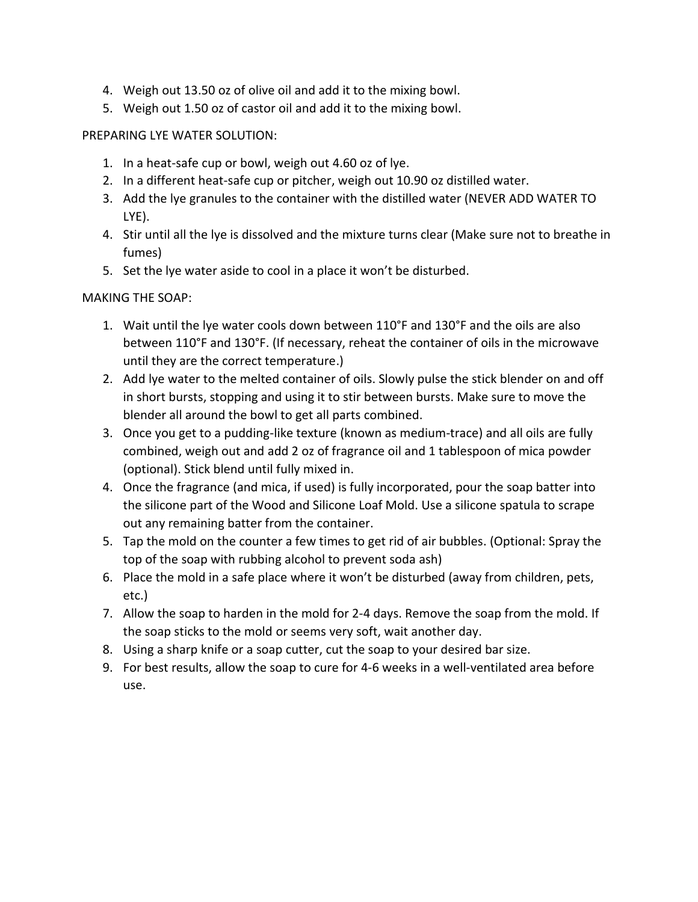4. Weigh out 13.50 oz of olive oil and add it to the mixing bowl.
5. Weigh out 1.50 oz of castor oil and add it to the mixing bowl.

PREPARING LYE WATER SOLUTION:

1. In a heat-safe cup or bowl, weigh out 4.60 oz of lye.
2. In a different heat-safe cup or pitcher, weigh out 10.90 oz distilled water.
3. Add the lye granules to the container with the distilled water (NEVER ADD WATER TO LYE).
4. Stir until all the lye is dissolved and the mixture turns clear (Make sure not to breathe in fumes)
5. Set the lye water aside to cool in a place it won't be disturbed.

MAKING THE SOAP:

1. Wait until the lye water cools down between 110°F and 130°F and the oils are also between 110°F and 130°F. (If necessary, reheat the container of oils in the microwave until they are the correct temperature.)
2. Add lye water to the melted container of oils. Slowly pulse the stick blender on and off in short bursts, stopping and using it to stir between bursts. Make sure to move the blender all around the bowl to get all parts combined.
3. Once you get to a pudding-like texture (known as medium-trace) and all oils are fully combined, weigh out and add 2 oz of fragrance oil and 1 tablespoon of mica powder (optional). Stick blend until fully mixed in.
4. Once the fragrance (and mica, if used) is fully incorporated, pour the soap batter into the silicone part of the Wood and Silicone Loaf Mold. Use a silicone spatula to scrape out any remaining batter from the container.
5. Tap the mold on the counter a few times to get rid of air bubbles. (Optional: Spray the top of the soap with rubbing alcohol to prevent soda ash)
6. Place the mold in a safe place where it won't be disturbed (away from children, pets, etc.)
7. Allow the soap to harden in the mold for 2-4 days. Remove the soap from the mold. If the soap sticks to the mold or seems very soft, wait another day.
8. Using a sharp knife or a soap cutter, cut the soap to your desired bar size.
9. For best results, allow the soap to cure for 4-6 weeks in a well-ventilated area before use.